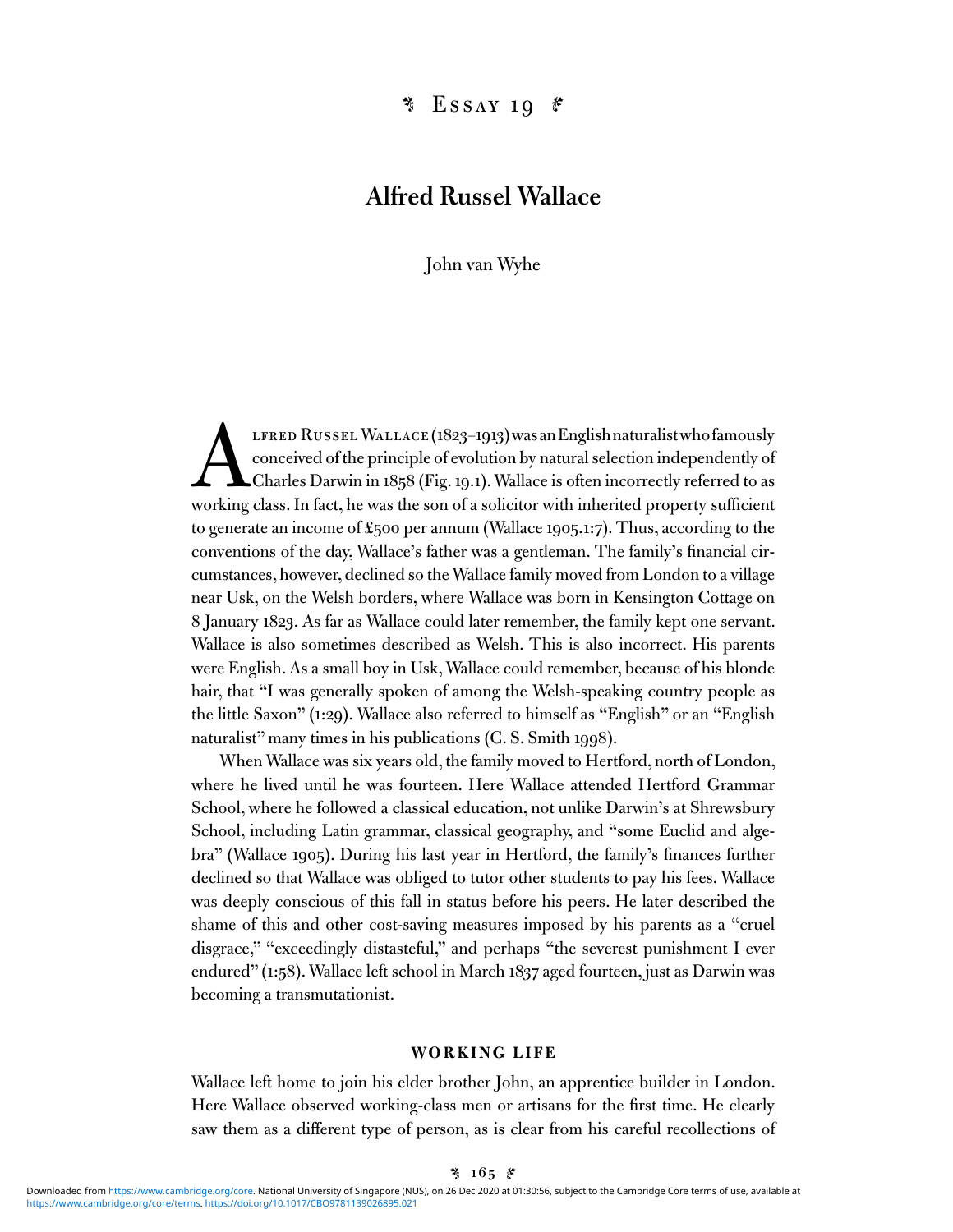# Essay 19

## Alfred Russel Wallace

John van Wyhe

Alfred Russel Wallace (1823–1913) was an English naturalist who famously conceived of the principle of evolution by natural selection independently of Charles Darwin in 1858 (Fig. 19.1). Wallace is often incorrectly referred to as working class. In fact, he was the son of a solicitor with inherited property sufficient to generate an income of £500 per annum (Wallace 1905,1:7). Thus, according to the conventions of the day, Wallace's father was a gentleman. The family's financial circumstances, however, declined so the Wallace family moved from London to a village near Usk, on the Welsh borders, where Wallace was born in Kensington Cottage on 8 January 1823. As far as Wallace could later remember, the family kept one servant. Wallace is also sometimes described as Welsh. This is also incorrect. His parents were English. As a small boy in Usk, Wallace could remember, because of his blonde hair, that "I was generally spoken of among the Welsh-speaking country people as the little Saxon" (1:29). Wallace also referred to himself as "English" or an "English naturalist" many times in his publications (C. S. Smith 1998).

When Wallace was six years old, the family moved to Hertford, north of London, where he lived until he was fourteen. Here Wallace attended Hertford Grammar School, where he followed a classical education, not unlike Darwin's at Shrewsbury School, including Latin grammar, classical geography, and "some Euclid and algebra" (Wallace 1905). During his last year in Hertford, the family's finances further declined so that Wallace was obliged to tutor other students to pay his fees. Wallace was deeply conscious of this fall in status before his peers. He later described the shame of this and other cost-saving measures imposed by his parents as a "cruel disgrace," "exceedingly distasteful," and perhaps "the severest punishment I ever endured" (1:58). Wallace left school in March 1837 aged fourteen, just as Darwin was becoming a transmutationist.

### WORKING LIFE

Wallace left home to join his elder brother John, an apprentice builder in London. Here Wallace observed working-class men or artisans for the first time. He clearly saw them as a different type of person, as is clear from his careful recollections of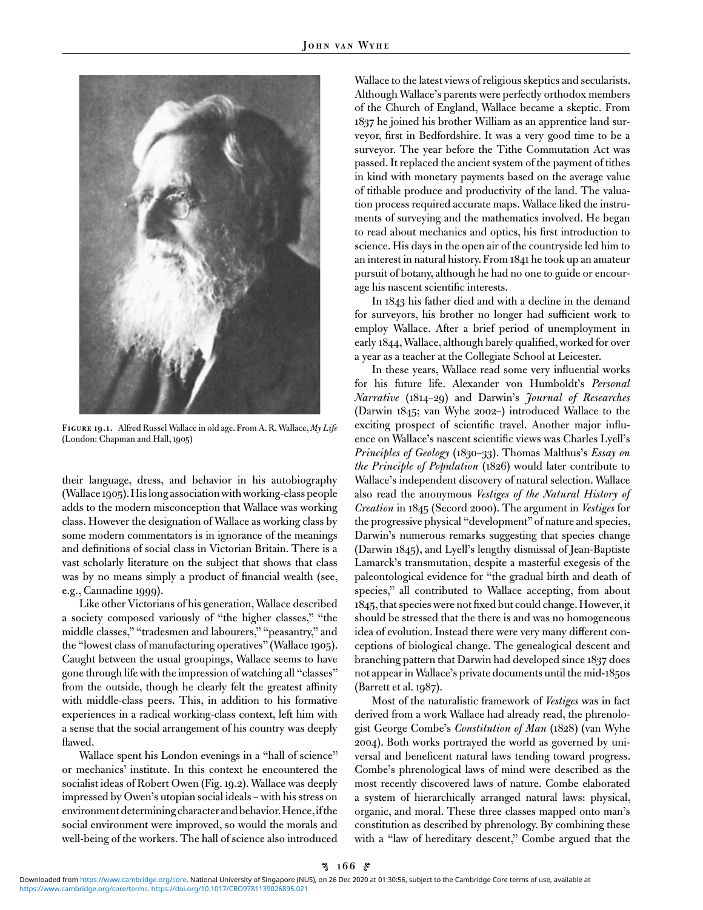Figure 19.1. Alfred Russel Wallace in old age. From A. R. Wallace, *My Life* (London: Chapman and Hall, 1905)

their language, dress, and behavior in his autobiography (Wallace 1905). His long association with working-class people adds to the modern misconception that Wallace was working class. However the designation of Wallace as working class by some modern commentators is in ignorance of the meanings and definitions of social class in Victorian Britain. There is a vast scholarly literature on the subject that shows that class was by no means simply a product of financial wealth (see, e.g., Cannadine 1999).

Like other Victorians of his generation, Wallace described a society composed variously of "the higher classes," "the middle classes," "tradesmen and labourers," "peasantry," and the "lowest class of manufacturing operatives" (Wallace 1905). Caught between the usual groupings, Wallace seems to have gone through life with the impression of watching all "classes" from the outside, though he clearly felt the greatest affinity with middle-class peers. This, in addition to his formative experiences in a radical working-class context, left him with a sense that the social arrangement of his country was deeply flawed.

Wallace spent his London evenings in a "hall of science" or mechanics' institute. In this context he encountered the socialist ideas of Robert Owen (Fig. 19.2). Wallace was deeply impressed by Owen's utopian social ideals – with his stress on environment determining character and behavior. Hence, if the social environment were improved, so would the morals and well-being of the workers. The hall of science also introduced Wallace to the latest views of religious skeptics and secularists. Although Wallace's parents were perfectly orthodox members of the Church of England, Wallace became a skeptic. From 1837 he joined his brother William as an apprentice land surveyor, first in Bedfordshire. It was a very good time to be a surveyor. The year before the Tithe Commutation Act was passed. It replaced the ancient system of the payment of tithes in kind with monetary payments based on the average value of tithable produce and productivity of the land. The valuation process required accurate maps. Wallace liked the instruments of surveying and the mathematics involved. He began to read about mechanics and optics, his first introduction to science. His days in the open air of the countryside led him to an interest in natural history. From 1841 he took up an amateur pursuit of botany, although he had no one to guide or encourage his nascent scientific interests.

In 1843 his father died and with a decline in the demand for surveyors, his brother no longer had sufficient work to employ Wallace. After a brief period of unemployment in early 1844, Wallace, although barely qualified, worked for over a year as a teacher at the Collegiate School at Leicester.

In these years, Wallace read some very influential works for his future life. Alexander von Humboldt's *Personal Narrative* (1814–29) and Darwin's *Journal of Researches* (Darwin 1845; van Wyhe 2002–) introduced Wallace to the exciting prospect of scientific travel. Another major influence on Wallace's nascent scientific views was Charles Lyell's *Principles of Geology* (1830–33). Thomas Malthus's *Essay on the Principle of Population* (1826) would later contribute to Wallace's independent discovery of natural selection. Wallace also read the anonymous *Vestiges of the Natural History of Creation* in 1845 (Secord 2000). The argument in *Vestiges* for the progressive physical "development" of nature and species, Darwin's numerous remarks suggesting that species change (Darwin 1845), and Lyell's lengthy dismissal of Jean-Baptiste Lamarck's transmutation, despite a masterful exegesis of the paleontological evidence for "the gradual birth and death of species," all contributed to Wallace accepting, from about 1845, that species were not fixed but could change. However, it should be stressed that the there is and was no homogeneous idea of evolution. Instead there were very many different conceptions of biological change. The genealogical descent and branching pattern that Darwin had developed since 1837 does not appear in Wallace's private documents until the mid-1850s (Barrett et al. 1987).

Most of the naturalistic framework of *Vestiges* was in fact derived from a work Wallace had already read, the phrenologist George Combe's *Constitution of Man* (1828) (van Wyhe 2004). Both works portrayed the world as governed by universal and beneficent natural laws tending toward progress. Combe's phrenological laws of mind were described as the most recently discovered laws of nature. Combe elaborated a system of hierarchically arranged natural laws: physical, organic, and moral. These three classes mapped onto man's constitution as described by phrenology. By combining these with a "law of hereditary descent," Combe argued that the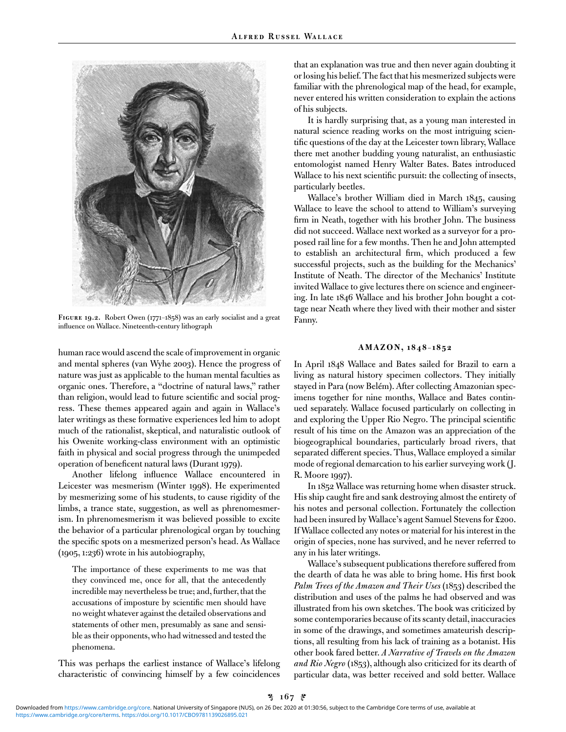Figure 19.2. Robert Owen (1771–1858) was an early socialist and a great influence on Wallace. Nineteenth-century lithograph

human race would ascend the scale of improvement in organic and mental spheres (van Wyhe 2003). Hence the progress of nature was just as applicable to the human mental faculties as organic ones. Therefore, a "doctrine of natural laws," rather than religion, would lead to future scientific and social progress. These themes appeared again and again in Wallace's later writings as these formative experiences led him to adopt much of the rationalist, skeptical, and naturalistic outlook of his Owenite working-class environment with an optimistic faith in physical and social progress through the unimpeded operation of beneficent natural laws (Durant 1979).

Another lifelong influence Wallace encountered in Leicester was mesmerism (Winter 1998). He experimented by mesmerizing some of his students, to cause rigidity of the limbs, a trance state, suggestion, as well as phrenomesmerism. In phrenomesmerism it was believed possible to excite the behavior of a particular phrenological organ by touching the specific spots on a mesmerized person's head. As Wallace (1905, 1:236) wrote in his autobiography,

> The importance of these experiments to me was that they convinced me, once for all, that the antecedently incredible may nevertheless be true; and, further, that the accusations of imposture by scientific men should have no weight whatever against the detailed observations and statements of other men, presumably as sane and sensible as their opponents, who had witnessed and tested the phenomena.

This was perhaps the earliest instance of Wallace's lifelong characteristic of convincing himself by a few coincidences that an explanation was true and then never again doubting it or losing his belief. The fact that his mesmerized subjects were familiar with the phrenological map of the head, for example, never entered his written consideration to explain the actions of his subjects.

It is hardly surprising that, as a young man interested in natural science reading works on the most intriguing scientific questions of the day at the Leicester town library, Wallace there met another budding young naturalist, an enthusiastic entomologist named Henry Walter Bates. Bates introduced Wallace to his next scientific pursuit: the collecting of insects, particularly beetles.

Wallace's brother William died in March 1845, causing Wallace to leave the school to attend to William's surveying firm in Neath, together with his brother John. The business did not succeed. Wallace next worked as a surveyor for a proposed rail line for a few months. Then he and John attempted to establish an architectural firm, which produced a few successful projects, such as the building for the Mechanics' Institute of Neath. The director of the Mechanics' Institute invited Wallace to give lectures there on science and engineering. In late 1846 Wallace and his brother John bought a cottage near Neath where they lived with their mother and sister Fanny.

## AMAZON, 1848–1852

In April 1848 Wallace and Bates sailed for Brazil to earn a living as natural history specimen collectors. They initially stayed in Para (now Belém). After collecting Amazonian specimens together for nine months, Wallace and Bates continued separately. Wallace focused particularly on collecting in and exploring the Upper Rio Negro. The principal scientific result of his time on the Amazon was an appreciation of the biogeographical boundaries, particularly broad rivers, that separated different species. Thus, Wallace employed a similar mode of regional demarcation to his earlier surveying work (J. R. Moore 1997).

In 1852 Wallace was returning home when disaster struck. His ship caught fire and sank destroying almost the entirety of his notes and personal collection. Fortunately the collection had been insured by Wallace's agent Samuel Stevens for £200. If Wallace collected any notes or material for his interest in the origin of species, none has survived, and he never referred to any in his later writings.

Wallace's subsequent publications therefore suffered from the dearth of data he was able to bring home. His first book *Palm Trees of the Amazon and Their Uses* (1853) described the distribution and uses of the palms he had observed and was illustrated from his own sketches. The book was criticized by some contemporaries because of its scanty detail, inaccuracies in some of the drawings, and sometimes amateurish descriptions, all resulting from his lack of training as a botanist. His other book fared better. *A Narrative of Travels on the Amazon and Rio Negro* (1853), although also criticized for its dearth of particular data, was better received and sold better. Wallace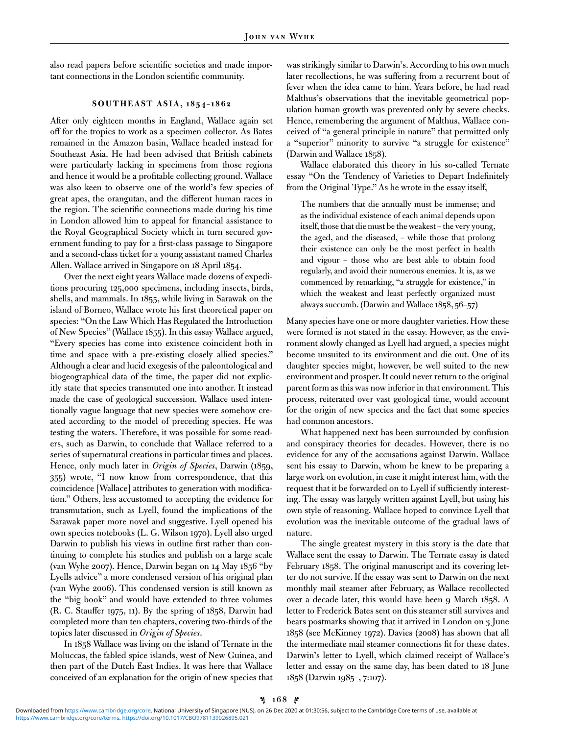also read papers before scientific societies and made important connections in the London scientific community.

### SOUTHEAST ASIA, 1854–1862

After only eighteen months in England, Wallace again set off for the tropics to work as a specimen collector. As Bates remained in the Amazon basin, Wallace headed instead for Southeast Asia. He had been advised that British cabinets were particularly lacking in specimens from those regions and hence it would be a profitable collecting ground. Wallace was also keen to observe one of the world's few species of great apes, the orangutan, and the different human races in the region. The scientific connections made during his time in London allowed him to appeal for financial assistance to the Royal Geographical Society which in turn secured government funding to pay for a first-class passage to Singapore and a second-class ticket for a young assistant named Charles Allen. Wallace arrived in Singapore on 18 April 1854.

Over the next eight years Wallace made dozens of expeditions procuring 125,000 specimens, including insects, birds, shells, and mammals. In 1855, while living in Sarawak on the island of Borneo, Wallace wrote his first theoretical paper on species: "On the Law Which Has Regulated the Introduction of New Species" (Wallace 1855). In this essay Wallace argued, "Every species has come into existence coincident both in time and space with a pre-existing closely allied species." Although a clear and lucid exegesis of the paleontological and biogeographical data of the time, the paper did not explicitly state that species transmuted one into another. It instead made the case of geological succession. Wallace used intentionally vague language that new species were somehow created according to the model of preceding species. He was testing the waters. Therefore, it was possible for some readers, such as Darwin, to conclude that Wallace referred to a series of supernatural creations in particular times and places. Hence, only much later in *Origin of Species*, Darwin (1859, 355) wrote, "I now know from correspondence, that this coincidence [Wallace] attributes to generation with modification." Others, less accustomed to accepting the evidence for transmutation, such as Lyell, found the implications of the Sarawak paper more novel and suggestive. Lyell opened his own species notebooks (L. G. Wilson 1970). Lyell also urged Darwin to publish his views in outline first rather than continuing to complete his studies and publish on a large scale (van Wyhe 2007). Hence, Darwin began on 14 May 1856 "by Lyells advice" a more condensed version of his original plan (van Wyhe 2006). This condensed version is still known as the "big book" and would have extended to three volumes (R. C. Stauffer 1975, 11). By the spring of 1858, Darwin had completed more than ten chapters, covering two-thirds of the topics later discussed in *Origin of Species*.

In 1858 Wallace was living on the island of Ternate in the Moluccas, the fabled spice islands, west of New Guinea, and then part of the Dutch East Indies. It was here that Wallace conceived of an explanation for the origin of new species that was strikingly similar to Darwin's. According to his own much later recollections, he was suffering from a recurrent bout of fever when the idea came to him. Years before, he had read Malthus's observations that the inevitable geometrical population human growth was prevented only by severe checks. Hence, remembering the argument of Malthus, Wallace conceived of "a general principle in nature" that permitted only a "superior" minority to survive "a struggle for existence" (Darwin and Wallace 1858).

Wallace elaborated this theory in his so-called Ternate essay "On the Tendency of Varieties to Depart Indefinitely from the Original Type." As he wrote in the essay itself,

> The numbers that die annually must be immense; and as the individual existence of each animal depends upon itself, those that die must be the weakest – the very young, the aged, and the diseased, – while those that prolong their existence can only be the most perfect in health and vigour – those who are best able to obtain food regularly, and avoid their numerous enemies. It is, as we commenced by remarking, "a struggle for existence," in which the weakest and least perfectly organized must always succumb. (Darwin and Wallace 1858, 56–57)

Many species have one or more daughter varieties. How these were formed is not stated in the essay. However, as the environment slowly changed as Lyell had argued, a species might become unsuited to its environment and die out. One of its daughter species might, however, be well suited to the new environment and prosper. It could never return to the original parent form as this was now inferior in that environment. This process, reiterated over vast geological time, would account for the origin of new species and the fact that some species had common ancestors.

What happened next has been surrounded by confusion and conspiracy theories for decades. However, there is no evidence for any of the accusations against Darwin. Wallace sent his essay to Darwin, whom he knew to be preparing a large work on evolution, in case it might interest him, with the request that it be forwarded on to Lyell if sufficiently interesting. The essay was largely written against Lyell, but using his own style of reasoning. Wallace hoped to convince Lyell that evolution was the inevitable outcome of the gradual laws of nature.

The single greatest mystery in this story is the date that Wallace sent the essay to Darwin. The Ternate essay is dated February 1858. The original manuscript and its covering letter do not survive. If the essay was sent to Darwin on the next monthly mail steamer after February, as Wallace recollected over a decade later, this would have been 9 March 1858. A letter to Frederick Bates sent on this steamer still survives and bears postmarks showing that it arrived in London on 3 June 1858 (see McKinney 1972). Davies (2008) has shown that all the intermediate mail steamer connections fit for these dates. Darwin's letter to Lyell, which claimed receipt of Wallace's letter and essay on the same day, has been dated to 18 June 1858 (Darwin 1985–, 7:107).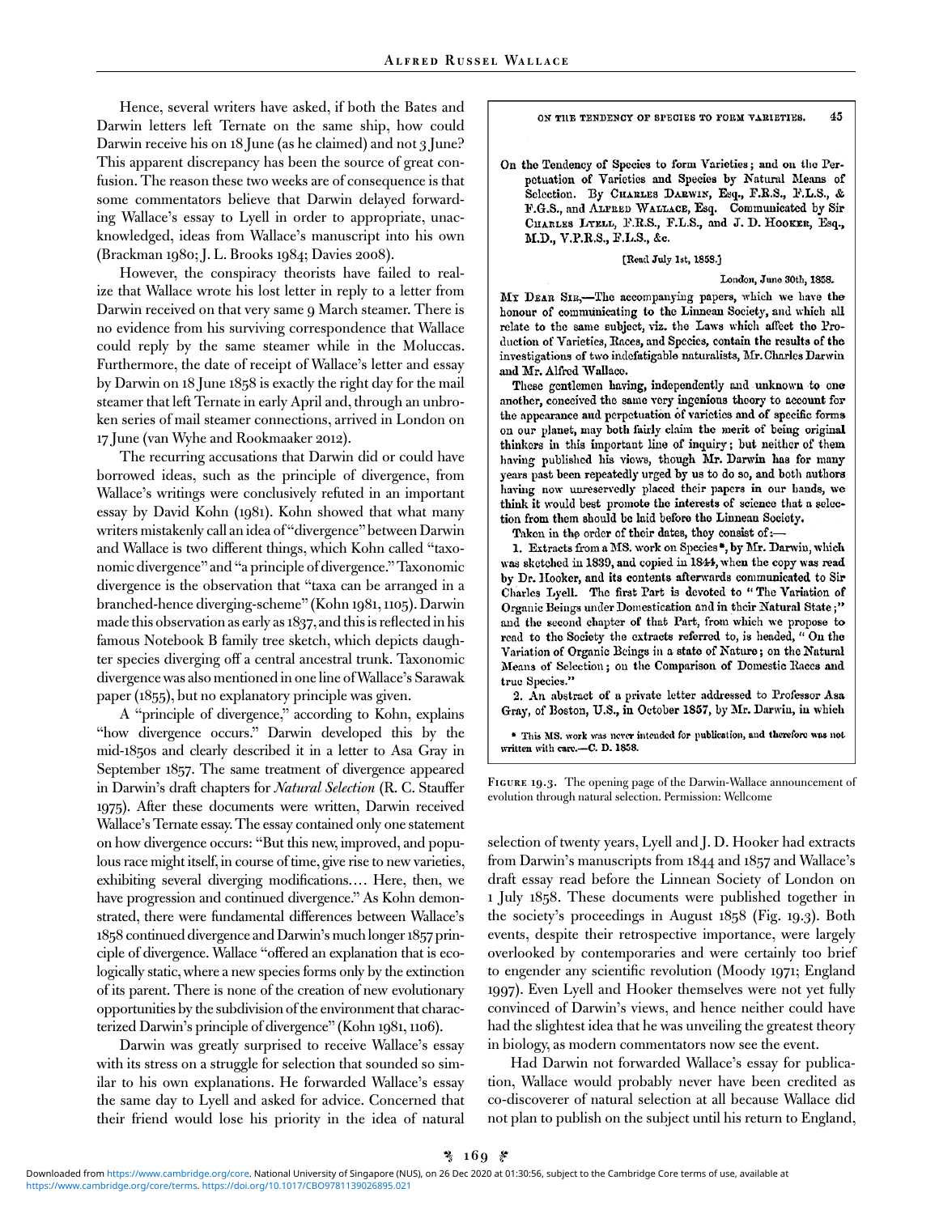Hence, several writers have asked, if both the Bates and Darwin letters left Ternate on the same ship, how could Darwin receive his on 18 June (as he claimed) and not 3 June? This apparent discrepancy has been the source of great confusion. The reason these two weeks are of consequence is that some commentators believe that Darwin delayed forwarding Wallace's essay to Lyell in order to appropriate, unacknowledged, ideas from Wallace's manuscript into his own (Brackman 1980; J. L. Brooks 1984; Davies 2008).

However, the conspiracy theorists have failed to realize that Wallace wrote his lost letter in reply to a letter from Darwin received on that very same 9 March steamer. There is no evidence from his surviving correspondence that Wallace could reply by the same steamer while in the Moluccas. Furthermore, the date of receipt of Wallace's letter and essay by Darwin on 18 June 1858 is exactly the right day for the mail steamer that left Ternate in early April and, through an unbroken series of mail steamer connections, arrived in London on 17 June (van Wyhe and Rookmaaker 2012).

The recurring accusations that Darwin did or could have borrowed ideas, such as the principle of divergence, from Wallace's writings were conclusively refuted in an important essay by David Kohn (1981). Kohn showed that what many writers mistakenly call an idea of "divergence" between Darwin and Wallace is two different things, which Kohn called "taxonomic divergence" and "a principle of divergence." Taxonomic divergence is the observation that "taxa can be arranged in a branched-hence diverging-scheme" (Kohn 1981, 1105). Darwin made this observation as early as 1837, and this is reflected in his famous Notebook B family tree sketch, which depicts daughter species diverging off a central ancestral trunk. Taxonomic divergence was also mentioned in one line of Wallace's Sarawak paper (1855), but no explanatory principle was given.

A "principle of divergence," according to Kohn, explains "how divergence occurs." Darwin developed this by the mid-1850s and clearly described it in a letter to Asa Gray in September 1857. The same treatment of divergence appeared in Darwin's draft chapters for *Natural Selection* (R. C. Stauffer 1975). After these documents were written, Darwin received Wallace's Ternate essay. The essay contained only one statement on how divergence occurs: "But this new, improved, and populous race might itself, in course of time, give rise to new varieties, exhibiting several diverging modifications.… Here, then, we have progression and continued divergence." As Kohn demonstrated, there were fundamental differences between Wallace's 1858 continued divergence and Darwin's much longer 1857 principle of divergence. Wallace "offered an explanation that is ecologically static, where a new species forms only by the extinction of its parent. There is none of the creation of new evolutionary opportunities by the subdivision of the environment that characterized Darwin's principle of divergence" (Kohn 1981, 1106).

Darwin was greatly surprised to receive Wallace's essay with its stress on a struggle for selection that sounded so similar to his own explanations. He forwarded Wallace's essay the same day to Lyell and asked for advice. Concerned that their friend would lose his priority in the idea of natural selection of twenty years, Lyell and J. D. Hooker had extracts from Darwin's manuscripts from 1844 and 1857 and Wallace's draft essay read before the Linnean Society of London on 1 July 1858. These documents were published together in the society's proceedings in August 1858 (Fig. 19.3). Both events, despite their retrospective importance, were largely overlooked by contemporaries and were certainly too brief to engender any scientific revolution (Moody 1971; England 1997). Even Lyell and Hooker themselves were not yet fully convinced of Darwin's views, and hence neither could have had the slightest idea that he was unveiling the greatest theory in biology, as modern commentators now see the event.

Had Darwin not forwarded Wallace's essay for publication, Wallace would probably never have been credited as co-discoverer of natural selection at all because Wallace did not plan to publish on the subject until his return to England,

ON THE TENDENCY OF SPECIES TO FORM VARIETIES. 45

On the Tendency of Species to form Varieties; and on the Perpetuation of Varieties and Species by Natural Means of Selection. By CHARLES DARWIN, Esq., F.R.S., F.L.S., & F.G.S., and ALFRED WALLACE, Esq. Communicated by Sir CHARLES LYELL, F.R.S., F.L.S., and J. D. HOOKER, Esq., M.D., V.P.R.S., F.L.S., &c.

[Read July 1st, 1858.]

London, June 30th, 1858.

MY DEAR SIR,—The accompanying papers, which we have the honour of communicating to the Linnean Society, and which all relate to the same subject, viz. the Laws which affect the Production of Varieties, Races, and Species, contain the results of the investigations of two indefatigable naturalists, Mr. Charles Darwin and Mr. Alfred Wallace.

These gentlemen having, independently and unknown to one another, conceived the same very ingenious theory to account for the appearance and perpetuation of varieties and of specific forms on our planet, may both fairly claim the merit of being original thinkers in this important line of inquiry; but neither of them having published his views, though Mr. Darwin has for many years past been repeatedly urged by us to do so, and both authors having now unreservedly placed their papers in our hands, we think it would best promote the interests of science that a selection from them should be laid before the Linnean Society.

Taken in the order of their dates, they consist of:—

1. Extracts from a MS. work on Species*, by Mr. Darwin, which was sketched in 1839, and copied in 1844, when the copy was read by Dr. Hooker, and its contents afterwards communicated to Sir Charles Lyell. The first Part is devoted to "The Variation of Organic Beings under Domestication and in their Natural State;" and the second chapter of that Part, from which we propose to read to the Society the extracts referred to, is headed, "On the Variation of Organic Beings in a state of Nature; on the Natural Means of Selection; on the Comparison of Domestic Races and true Species."

2. An abstract of a private letter addressed to Professor Asa Gray, of Boston, U.S., in October 1857, by Mr. Darwin, in which

* This MS. work was never intended for publication, and therefore was not written with care.—C. D. 1858.

FIGURE 19.3. The opening page of the Darwin-Wallace announcement of evolution through natural selection. Permission: Wellcome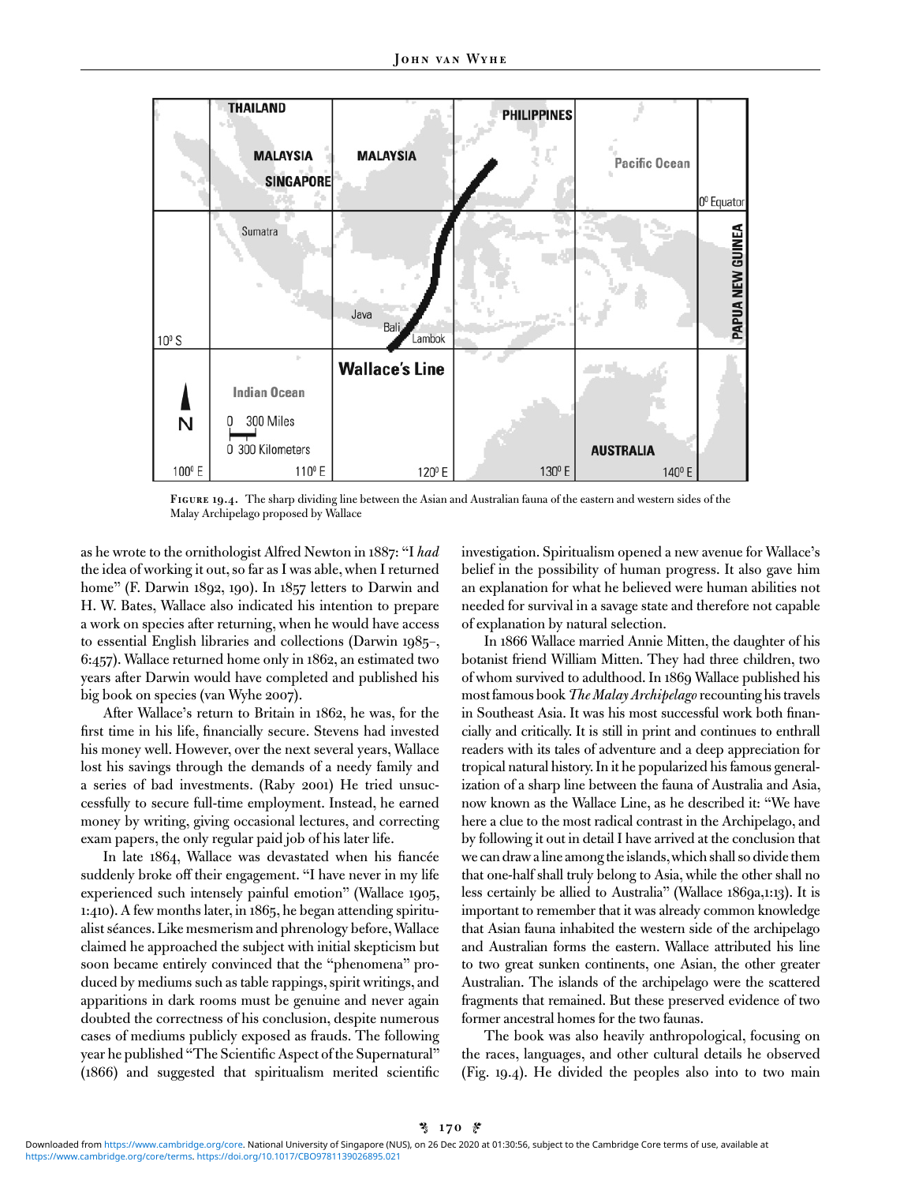THAILAND

MALAYSIA

SINGAPORE

MALAYSIA

PHILIPPINES

Pacific Ocean

0° Equator

Sumatra

PAPUA NEW GUINEA

Java

Bali

Lambok

10° S

Wallace's Line

Indian Ocean

N

0 300 Miles

0 300 Kilometers

AUSTRALIA

100° E

110° E

120° E

130° E

140° E

**Figure 19.4.** The sharp dividing line between the Asian and Australian fauna of the eastern and western sides of the Malay Archipelago proposed by Wallace

as he wrote to the ornithologist Alfred Newton in 1887: "I *had* the idea of working it out, so far as I was able, when I returned home" (F. Darwin 1892, 190). In 1857 letters to Darwin and H. W. Bates, Wallace also indicated his intention to prepare a work on species after returning, when he would have access to essential English libraries and collections (Darwin 1985–, 6:457). Wallace returned home only in 1862, an estimated two years after Darwin would have completed and published his big book on species (van Wyhe 2007).

After Wallace's return to Britain in 1862, he was, for the first time in his life, financially secure. Stevens had invested his money well. However, over the next several years, Wallace lost his savings through the demands of a needy family and a series of bad investments. (Raby 2001) He tried unsuccessfully to secure full-time employment. Instead, he earned money by writing, giving occasional lectures, and correcting exam papers, the only regular paid job of his later life.

In late 1864, Wallace was devastated when his fiancée suddenly broke off their engagement. "I have never in my life experienced such intensely painful emotion" (Wallace 1905, 1:410). A few months later, in 1865, he began attending spiritualist séances. Like mesmerism and phrenology before, Wallace claimed he approached the subject with initial skepticism but soon became entirely convinced that the "phenomena" produced by mediums such as table rappings, spirit writings, and apparitions in dark rooms must be genuine and never again doubted the correctness of his conclusion, despite numerous cases of mediums publicly exposed as frauds. The following year he published "The Scientific Aspect of the Supernatural" (1866) and suggested that spiritualism merited scientific investigation. Spiritualism opened a new avenue for Wallace's belief in the possibility of human progress. It also gave him an explanation for what he believed were human abilities not needed for survival in a savage state and therefore not capable of explanation by natural selection.

In 1866 Wallace married Annie Mitten, the daughter of his botanist friend William Mitten. They had three children, two of whom survived to adulthood. In 1869 Wallace published his most famous book *The Malay Archipelago* recounting his travels in Southeast Asia. It was his most successful work both financially and critically. It is still in print and continues to enthrall readers with its tales of adventure and a deep appreciation for tropical natural history. In it he popularized his famous generalization of a sharp line between the fauna of Australia and Asia, now known as the Wallace Line, as he described it: "We have here a clue to the most radical contrast in the Archipelago, and by following it out in detail I have arrived at the conclusion that we can draw a line among the islands, which shall so divide them that one-half shall truly belong to Asia, while the other shall no less certainly be allied to Australia" (Wallace 1869a,1:13). It is important to remember that it was already common knowledge that Asian fauna inhabited the western side of the archipelago and Australian forms the eastern. Wallace attributed his line to two great sunken continents, one Asian, the other greater Australian. The islands of the archipelago were the scattered fragments that remained. But these preserved evidence of two former ancestral homes for the two faunas.

The book was also heavily anthropological, focusing on the races, languages, and other cultural details he observed (Fig. 19.4). He divided the peoples also into to two main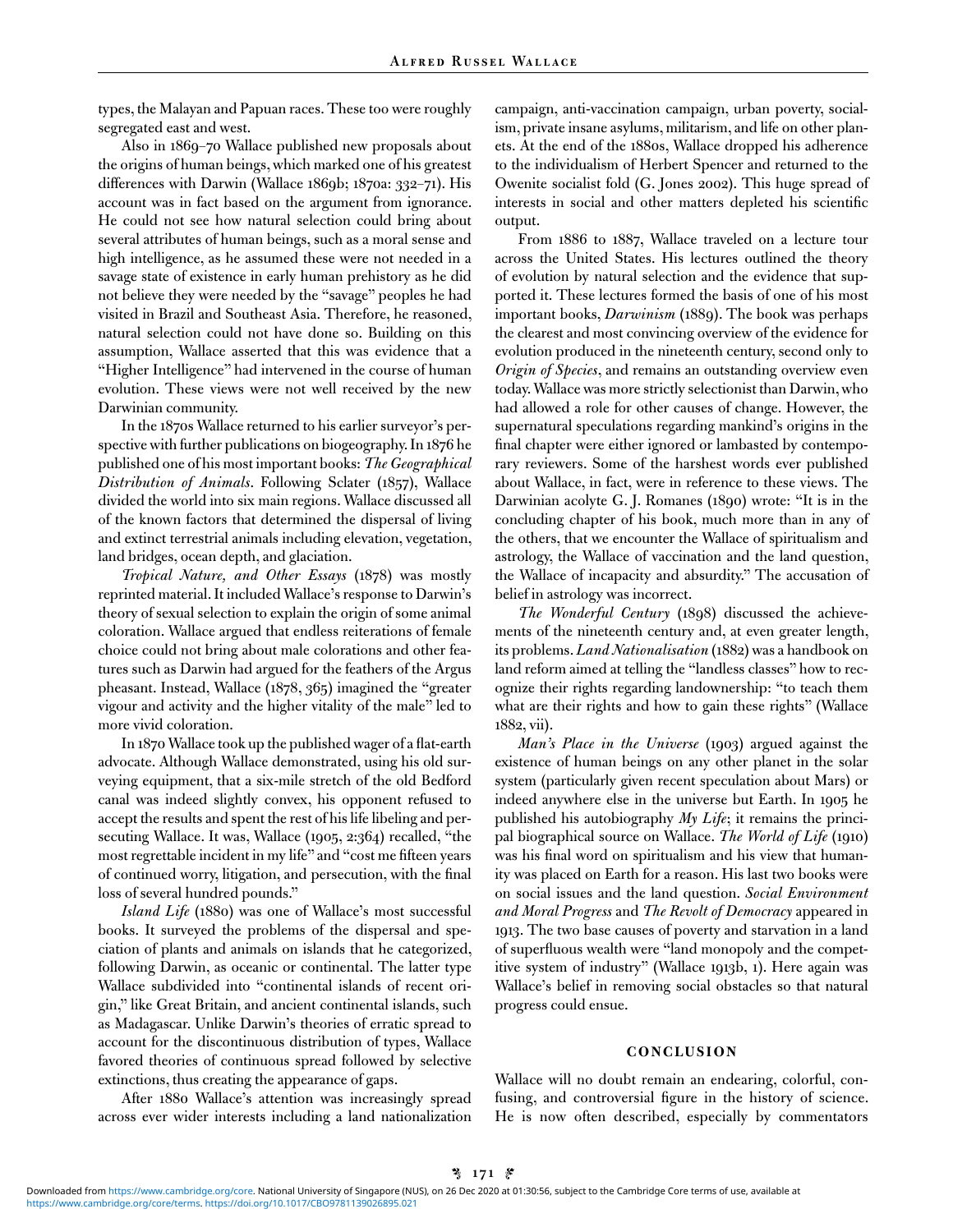types, the Malayan and Papuan races. These too were roughly segregated east and west.

Also in 1869–70 Wallace published new proposals about the origins of human beings, which marked one of his greatest differences with Darwin (Wallace 1869b; 1870a: 332–71). His account was in fact based on the argument from ignorance. He could not see how natural selection could bring about several attributes of human beings, such as a moral sense and high intelligence, as he assumed these were not needed in a savage state of existence in early human prehistory as he did not believe they were needed by the "savage" peoples he had visited in Brazil and Southeast Asia. Therefore, he reasoned, natural selection could not have done so. Building on this assumption, Wallace asserted that this was evidence that a "Higher Intelligence" had intervened in the course of human evolution. These views were not well received by the new Darwinian community.

In the 1870s Wallace returned to his earlier surveyor's perspective with further publications on biogeography. In 1876 he published one of his most important books: *The Geographical Distribution of Animals*. Following Sclater (1857), Wallace divided the world into six main regions. Wallace discussed all of the known factors that determined the dispersal of living and extinct terrestrial animals including elevation, vegetation, land bridges, ocean depth, and glaciation.

*Tropical Nature, and Other Essays* (1878) was mostly reprinted material. It included Wallace's response to Darwin's theory of sexual selection to explain the origin of some animal coloration. Wallace argued that endless reiterations of female choice could not bring about male colorations and other features such as Darwin had argued for the feathers of the Argus pheasant. Instead, Wallace (1878, 365) imagined the "greater vigour and activity and the higher vitality of the male" led to more vivid coloration.

In 1870 Wallace took up the published wager of a flat-earth advocate. Although Wallace demonstrated, using his old surveying equipment, that a six-mile stretch of the old Bedford canal was indeed slightly convex, his opponent refused to accept the results and spent the rest of his life libeling and persecuting Wallace. It was, Wallace (1905, 2:364) recalled, "the most regrettable incident in my life" and "cost me fifteen years of continued worry, litigation, and persecution, with the final loss of several hundred pounds."

*Island Life* (1880) was one of Wallace's most successful books. It surveyed the problems of the dispersal and speciation of plants and animals on islands that he categorized, following Darwin, as oceanic or continental. The latter type Wallace subdivided into "continental islands of recent origin," like Great Britain, and ancient continental islands, such as Madagascar. Unlike Darwin's theories of erratic spread to account for the discontinuous distribution of types, Wallace favored theories of continuous spread followed by selective extinctions, thus creating the appearance of gaps.

After 1880 Wallace's attention was increasingly spread across ever wider interests including a land nationalization campaign, anti-vaccination campaign, urban poverty, socialism, private insane asylums, militarism, and life on other planets. At the end of the 1880s, Wallace dropped his adherence to the individualism of Herbert Spencer and returned to the Owenite socialist fold (G. Jones 2002). This huge spread of interests in social and other matters depleted his scientific output.

From 1886 to 1887, Wallace traveled on a lecture tour across the United States. His lectures outlined the theory of evolution by natural selection and the evidence that supported it. These lectures formed the basis of one of his most important books, *Darwinism* (1889). The book was perhaps the clearest and most convincing overview of the evidence for evolution produced in the nineteenth century, second only to *Origin of Species*, and remains an outstanding overview even today. Wallace was more strictly selectionist than Darwin, who had allowed a role for other causes of change. However, the supernatural speculations regarding mankind's origins in the final chapter were either ignored or lambasted by contemporary reviewers. Some of the harshest words ever published about Wallace, in fact, were in reference to these views. The Darwinian acolyte G. J. Romanes (1890) wrote: "It is in the concluding chapter of his book, much more than in any of the others, that we encounter the Wallace of spiritualism and astrology, the Wallace of vaccination and the land question, the Wallace of incapacity and absurdity." The accusation of belief in astrology was incorrect.

*The Wonderful Century* (1898) discussed the achievements of the nineteenth century and, at even greater length, its problems. *Land Nationalisation* (1882) was a handbook on land reform aimed at telling the "landless classes" how to recognize their rights regarding landownership: "to teach them what are their rights and how to gain these rights" (Wallace 1882, vii).

*Man's Place in the Universe* (1903) argued against the existence of human beings on any other planet in the solar system (particularly given recent speculation about Mars) or indeed anywhere else in the universe but Earth. In 1905 he published his autobiography *My Life*; it remains the principal biographical source on Wallace. *The World of Life* (1910) was his final word on spiritualism and his view that humanity was placed on Earth for a reason. His last two books were on social issues and the land question. *Social Environment and Moral Progress* and *The Revolt of Democracy* appeared in 1913. The two base causes of poverty and starvation in a land of superfluous wealth were "land monopoly and the competitive system of industry" (Wallace 1913b, 1). Here again was Wallace's belief in removing social obstacles so that natural progress could ensue.

## CONCLUSION

Wallace will no doubt remain an endearing, colorful, confusing, and controversial figure in the history of science. He is now often described, especially by commentators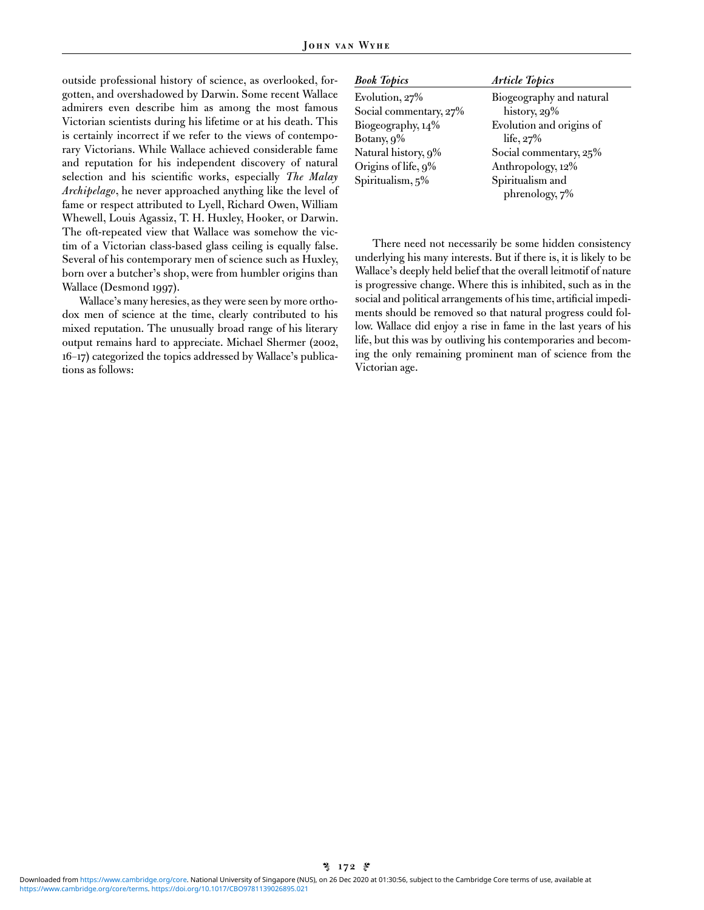outside professional history of science, as overlooked, forgotten, and overshadowed by Darwin. Some recent Wallace admirers even describe him as among the most famous Victorian scientists during his lifetime or at his death. This is certainly incorrect if we refer to the views of contemporary Victorians. While Wallace achieved considerable fame and reputation for his independent discovery of natural selection and his scientific works, especially *The Malay Archipelago*, he never approached anything like the level of fame or respect attributed to Lyell, Richard Owen, William Whewell, Louis Agassiz, T. H. Huxley, Hooker, or Darwin. The oft-repeated view that Wallace was somehow the victim of a Victorian class-based glass ceiling is equally false. Several of his contemporary men of science such as Huxley, born over a butcher's shop, were from humbler origins than Wallace (Desmond 1997).

Wallace's many heresies, as they were seen by more orthodox men of science at the time, clearly contributed to his mixed reputation. The unusually broad range of his literary output remains hard to appreciate. Michael Shermer (2002, 16–17) categorized the topics addressed by Wallace's publications as follows:

| *Book Topics* | *Article Topics* |
|---|---|
| Evolution, 27% | Biogeography and natural history, 29% |
| Social commentary, 27% | Evolution and origins of life, 27% |
| Biogeography, 14% | Social commentary, 25% |
| Botany, 9% | Anthropology, 12% |
| Natural history, 9% | Spiritualism and phrenology, 7% |
| Origins of life, 9% | |
| Spiritualism, 5% | |

There need not necessarily be some hidden consistency underlying his many interests. But if there is, it is likely to be Wallace's deeply held belief that the overall leitmotif of nature is progressive change. Where this is inhibited, such as in the social and political arrangements of his time, artificial impediments should be removed so that natural progress could follow. Wallace did enjoy a rise in fame in the last years of his life, but this was by outliving his contemporaries and becoming the only remaining prominent man of science from the Victorian age.